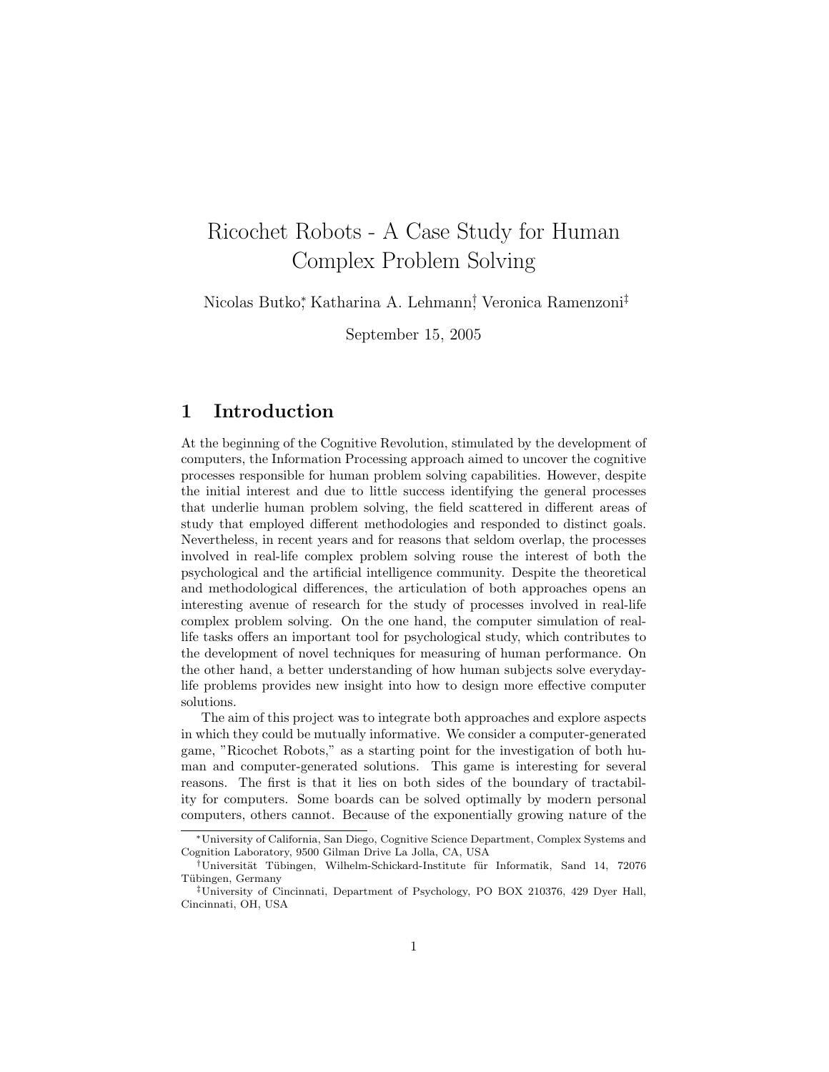# Ricochet Robots - A Case Study for Human Complex Problem Solving

Nicolas Butko[*], Katharina A. Lehmann[†], Veronica Ramenzoni[‡]

September 15, 2005

## 1 Introduction

At the beginning of the Cognitive Revolution, stimulated by the development of computers, the Information Processing approach aimed to uncover the cognitive processes responsible for human problem solving capabilities. However, despite the initial interest and due to little success identifying the general processes that underlie human problem solving, the field scattered in different areas of study that employed different methodologies and responded to distinct goals. Nevertheless, in recent years and for reasons that seldom overlap, the processes involved in real-life complex problem solving rouse the interest of both the psychological and the artificial intelligence community. Despite the theoretical and methodological differences, the articulation of both approaches opens an interesting avenue of research for the study of processes involved in real-life complex problem solving. On the one hand, the computer simulation of real-life tasks offers an important tool for psychological study, which contributes to the development of novel techniques for measuring of human performance. On the other hand, a better understanding of how human subjects solve everyday-life problems provides new insight into how to design more effective computer solutions.

The aim of this project was to integrate both approaches and explore aspects in which they could be mutually informative. We consider a computer-generated game, "Ricochet Robots," as a starting point for the investigation of both human and computer-generated solutions. This game is interesting for several reasons. The first is that it lies on both sides of the boundary of tractability for computers. Some boards can be solved optimally by modern personal computers, others cannot. Because of the exponentially growing nature of the

[*] University of California, San Diego, Cognitive Science Department, Complex Systems and Cognition Laboratory, 9500 Gilman Drive La Jolla, CA, USA

[†] Universität Tübingen, Wilhelm-Schickard-Institute für Informatik, Sand 14, 72076 Tübingen, Germany

[‡] University of Cincinnati, Department of Psychology, PO BOX 210376, 429 Dyer Hall, Cincinnati, OH, USA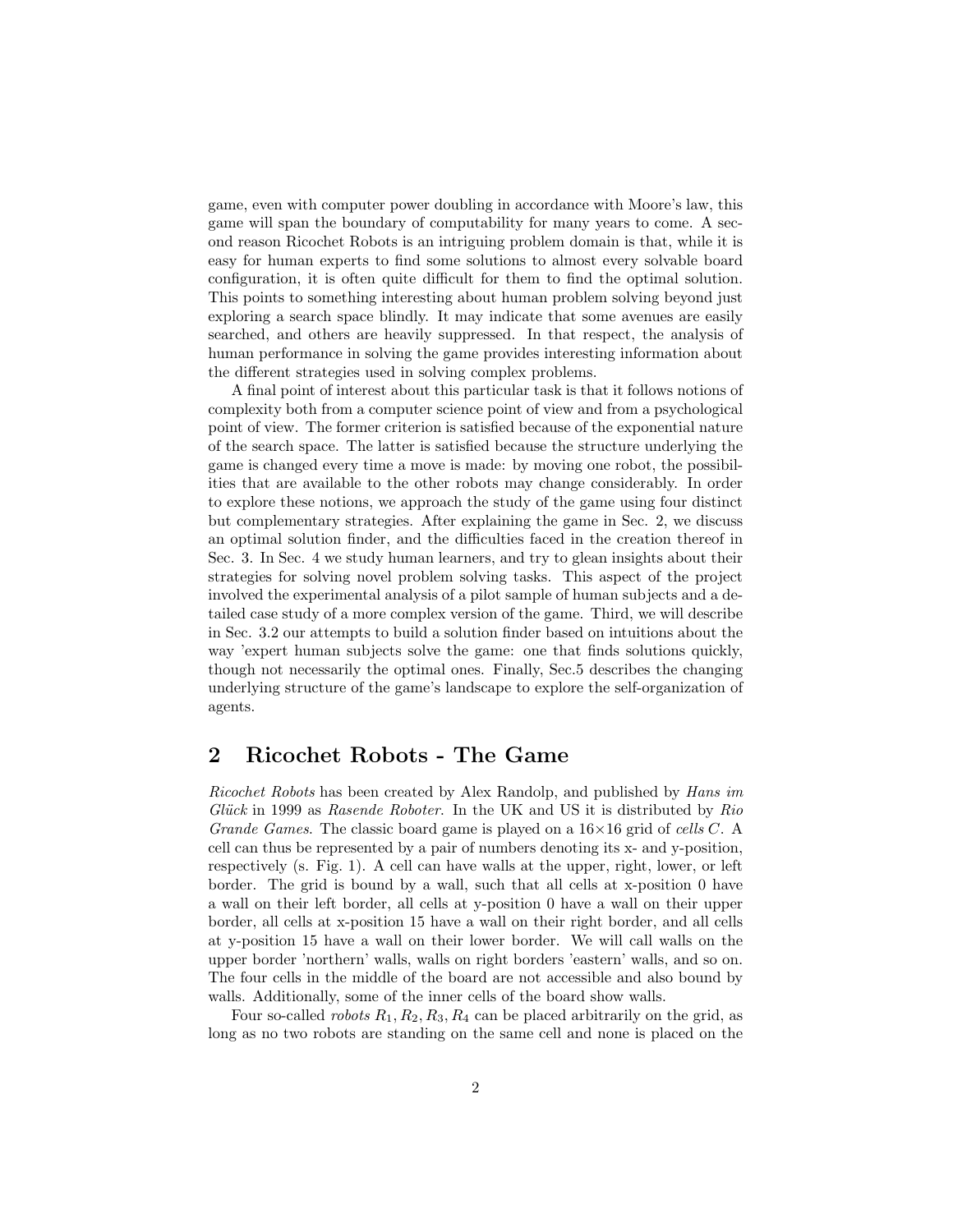game, even with computer power doubling in accordance with Moore's law, this game will span the boundary of computability for many years to come. A second reason Ricochet Robots is an intriguing problem domain is that, while it is easy for human experts to find some solutions to almost every solvable board configuration, it is often quite difficult for them to find the optimal solution. This points to something interesting about human problem solving beyond just exploring a search space blindly. It may indicate that some avenues are easily searched, and others are heavily suppressed. In that respect, the analysis of human performance in solving the game provides interesting information about the different strategies used in solving complex problems.

A final point of interest about this particular task is that it follows notions of complexity both from a computer science point of view and from a psychological point of view. The former criterion is satisfied because of the exponential nature of the search space. The latter is satisfied because the structure underlying the game is changed every time a move is made: by moving one robot, the possibilities that are available to the other robots may change considerably. In order to explore these notions, we approach the study of the game using four distinct but complementary strategies. After explaining the game in Sec. 2, we discuss an optimal solution finder, and the difficulties faced in the creation thereof in Sec. 3. In Sec. 4 we study human learners, and try to glean insights about their strategies for solving novel problem solving tasks. This aspect of the project involved the experimental analysis of a pilot sample of human subjects and a detailed case study of a more complex version of the game. Third, we will describe in Sec. 3.2 our attempts to build a solution finder based on intuitions about the way 'expert human subjects solve the game: one that finds solutions quickly, though not necessarily the optimal ones. Finally, Sec.5 describes the changing underlying structure of the game's landscape to explore the self-organization of agents.

## 2 Ricochet Robots - The Game

*Ricochet Robots* has been created by Alex Randolp, and published by *Hans im Glück* in 1999 as *Rasende Roboter*. In the UK and US it is distributed by *Rio Grande Games*. The classic board game is played on a $16 \times 16$ grid of *cells* $C$. A cell can thus be represented by a pair of numbers denoting its x- and y-position, respectively (s. Fig. 1). A cell can have walls at the upper, right, lower, or left border. The grid is bound by a wall, such that all cells at x-position 0 have a wall on their left border, all cells at y-position 0 have a wall on their upper border, all cells at x-position 15 have a wall on their right border, and all cells at y-position 15 have a wall on their lower border. We will call walls on the upper border 'northern' walls, walls on right borders 'eastern' walls, and so on. The four cells in the middle of the board are not accessible and also bound by walls. Additionally, some of the inner cells of the board show walls.

Four so-called *robots* $R_1, R_2, R_3, R_4$ can be placed arbitrarily on the grid, as long as no two robots are standing on the same cell and none is placed on the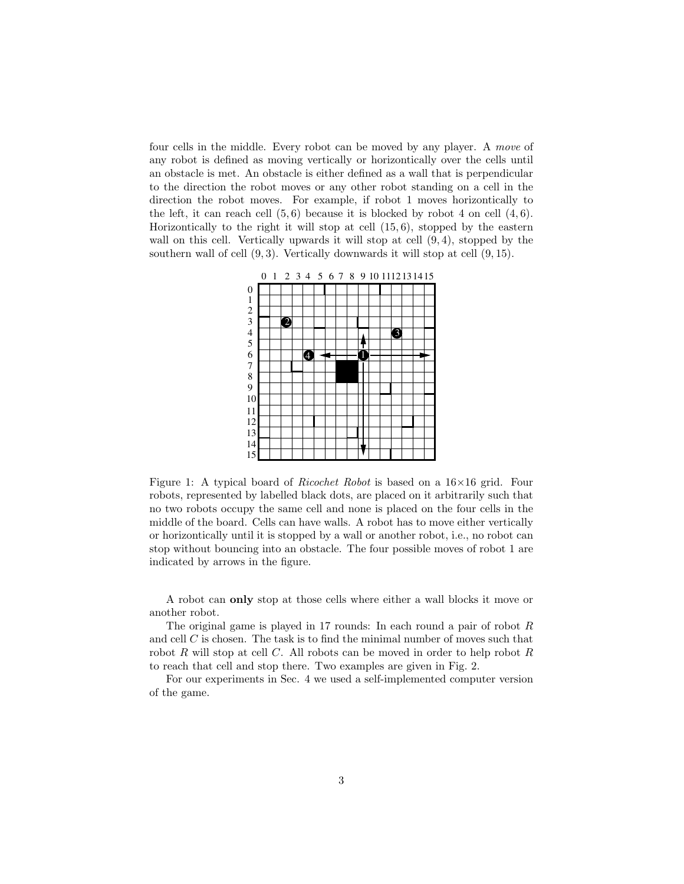four cells in the middle. Every robot can be moved by any player. A *move* of any robot is defined as moving vertically or horizontally over the cells until an obstacle is met. An obstacle is either defined as a wall that is perpendicular to the direction the robot moves or any other robot standing on a cell in the direction the robot moves. For example, if robot 1 moves horizontically to the left, it can reach cell $(5, 6)$ because it is blocked by robot 4 on cell $(4, 6)$. Horizontically to the right it will stop at cell $(15, 6)$, stopped by the eastern wall on this cell. Vertically upwards it will stop at cell $(9, 4)$, stopped by the southern wall of cell $(9, 3)$. Vertically downwards it will stop at cell $(9, 15)$.

Figure 1: A typical board of *Ricochet Robot* is based on a $16 \times 16$ grid. Four robots, represented by labelled black dots, are placed on it arbitrarily such that no two robots occupy the same cell and none is placed on the four cells in the middle of the board. Cells can have walls. A robot has to move either vertically or horizontically until it is stopped by a wall or another robot, i.e., no robot can stop without bouncing into an obstacle. The four possible moves of robot 1 are indicated by arrows in the figure.

A robot can **only** stop at those cells where either a wall blocks it move or another robot.

The original game is played in 17 rounds: In each round a pair of robot $R$ and cell $C$ is chosen. The task is to find the minimal number of moves such that robot $R$ will stop at cell $C$. All robots can be moved in order to help robot $R$ to reach that cell and stop there. Two examples are given in Fig. 2.

For our experiments in Sec. 4 we used a self-implemented computer version of the game.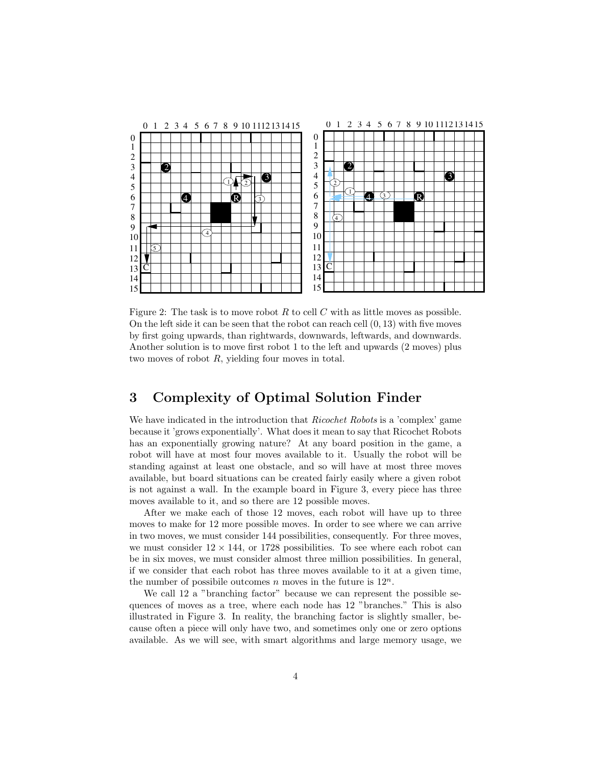Figure 2: The task is to move robot $R$ to cell $C$ with as little moves as possible. On the left side it can be seen that the robot can reach cell $(0, 13)$ with five moves by first going upwards, than rightwards, downwards, leftwards, and downwards. Another solution is to move first robot 1 to the left and upwards (2 moves) plus two moves of robot $R$, yielding four moves in total.

## 3 Complexity of Optimal Solution Finder

We have indicated in the introduction that *Ricochet Robots* is a 'complex' game because it 'grows exponentially'. What does it mean to say that Ricochet Robots has an exponentially growing nature? At any board position in the game, a robot will have at most four moves available to it. Usually the robot will be standing against at least one obstacle, and so will have at most three moves available, but board situations can be created fairly easily where a given robot is not against a wall. In the example board in Figure 3, every piece has three moves available to it, and so there are 12 possible moves.

After we make each of those 12 moves, each robot will have up to three moves to make for 12 more possible moves. In order to see where we can arrive in two moves, we must consider 144 possibilities, consequently. For three moves, we must consider $12 \times 144$, or 1728 possibilities. To see where each robot can be in six moves, we must consider almost three million possibilities. In general, if we consider that each robot has three moves available to it at a given time, the number of possibile outcomes $n$ moves in the future is $12^n$.

We call 12 a "branching factor" because we can represent the possible sequences of moves as a tree, where each node has 12 "branches." This is also illustrated in Figure 3. In reality, the branching factor is slightly smaller, because often a piece will only have two, and sometimes only one or zero options available. As we will see, with smart algorithms and large memory usage, we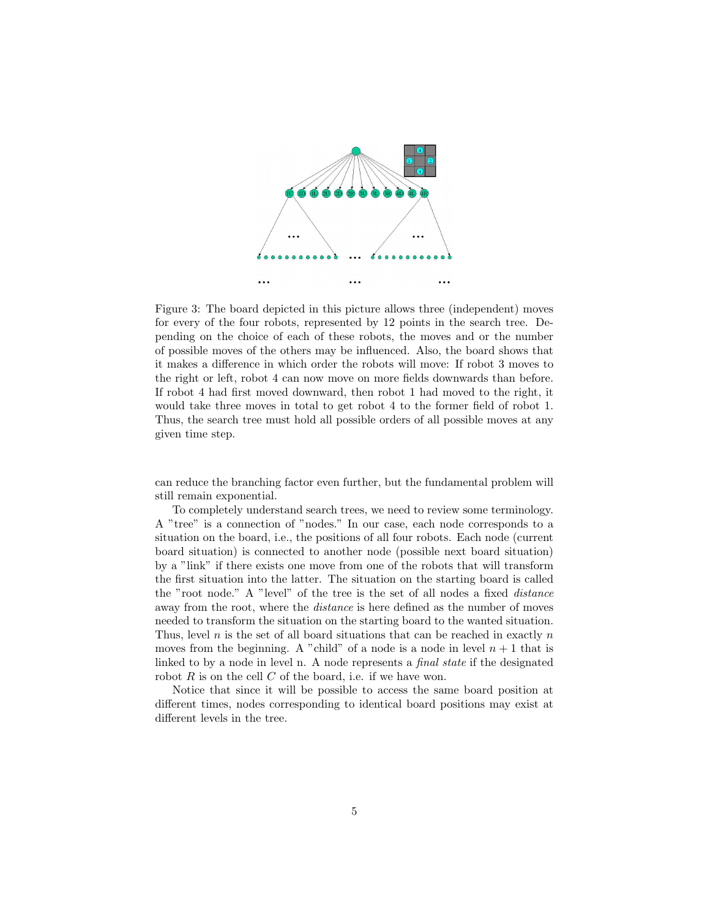Figure 3: The board depicted in this picture allows three (independent) moves for every of the four robots, represented by 12 points in the search tree. Depending on the choice of each of these robots, the moves and or the number of possible moves of the others may be influenced. Also, the board shows that it makes a difference in which order the robots will move: If robot 3 moves to the right or left, robot 4 can now move on more fields downwards than before. If robot 4 had first moved downward, then robot 1 had moved to the right, it would take three moves in total to get robot 4 to the former field of robot 1. Thus, the search tree must hold all possible orders of all possible moves at any given time step.

can reduce the branching factor even further, but the fundamental problem will still remain exponential.

To completely understand search trees, we need to review some terminology. A "tree" is a connection of "nodes." In our case, each node corresponds to a situation on the board, i.e., the positions of all four robots. Each node (current board situation) is connected to another node (possible next board situation) by a "link" if there exists one move from one of the robots that will transform the first situation into the latter. The situation on the starting board is called the "root node." A "level" of the tree is the set of all nodes a fixed *distance* away from the root, where the *distance* is here defined as the number of moves needed to transform the situation on the starting board to the wanted situation. Thus, level $n$ is the set of all board situations that can be reached in exactly $n$ moves from the beginning. A "child" of a node is a node in level $n + 1$ that is linked to by a node in level n. A node represents a *final state* if the designated robot $R$ is on the cell $C$ of the board, i.e. if we have won.

Notice that since it will be possible to access the same board position at different times, nodes corresponding to identical board positions may exist at different levels in the tree.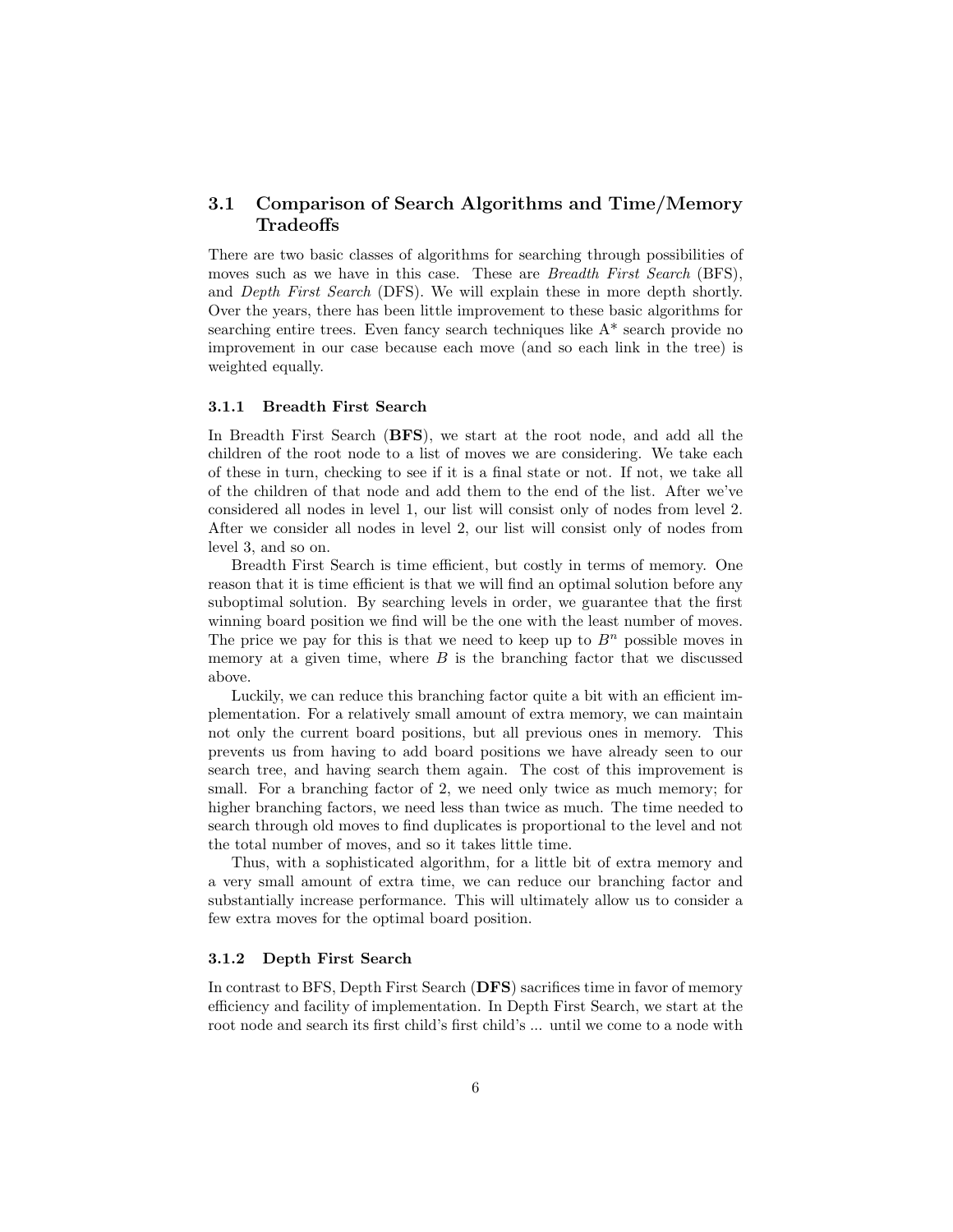## 3.1 Comparison of Search Algorithms and Time/Memory Tradeoffs

There are two basic classes of algorithms for searching through possibilities of moves such as we have in this case. These are *Breadth First Search* (BFS), and *Depth First Search* (DFS). We will explain these in more depth shortly. Over the years, there has been little improvement to these basic algorithms for searching entire trees. Even fancy search techniques like A* search provide no improvement in our case because each move (and so each link in the tree) is weighted equally.

### 3.1.1 Breadth First Search

In Breadth First Search (**BFS**), we start at the root node, and add all the children of the root node to a list of moves we are considering. We take each of these in turn, checking to see if it is a final state or not. If not, we take all of the children of that node and add them to the end of the list. After we've considered all nodes in level 1, our list will consist only of nodes from level 2. After we consider all nodes in level 2, our list will consist only of nodes from level 3, and so on.

Breadth First Search is time efficient, but costly in terms of memory. One reason that it is time efficient is that we will find an optimal solution before any suboptimal solution. By searching levels in order, we guarantee that the first winning board position we find will be the one with the least number of moves. The price we pay for this is that we need to keep up to $B^n$ possible moves in memory at a given time, where $B$ is the branching factor that we discussed above.

Luckily, we can reduce this branching factor quite a bit with an efficient implementation. For a relatively small amount of extra memory, we can maintain not only the current board positions, but all previous ones in memory. This prevents us from having to add board positions we have already seen to our search tree, and having search them again. The cost of this improvement is small. For a branching factor of 2, we need only twice as much memory; for higher branching factors, we need less than twice as much. The time needed to search through old moves to find duplicates is proportional to the level and not the total number of moves, and so it takes little time.

Thus, with a sophisticated algorithm, for a little bit of extra memory and a very small amount of extra time, we can reduce our branching factor and substantially increase performance. This will ultimately allow us to consider a few extra moves for the optimal board position.

### 3.1.2 Depth First Search

In contrast to BFS, Depth First Search (**DFS**) sacrifices time in favor of memory efficiency and facility of implementation. In Depth First Search, we start at the root node and search its first child's first child's ... until we come to a node with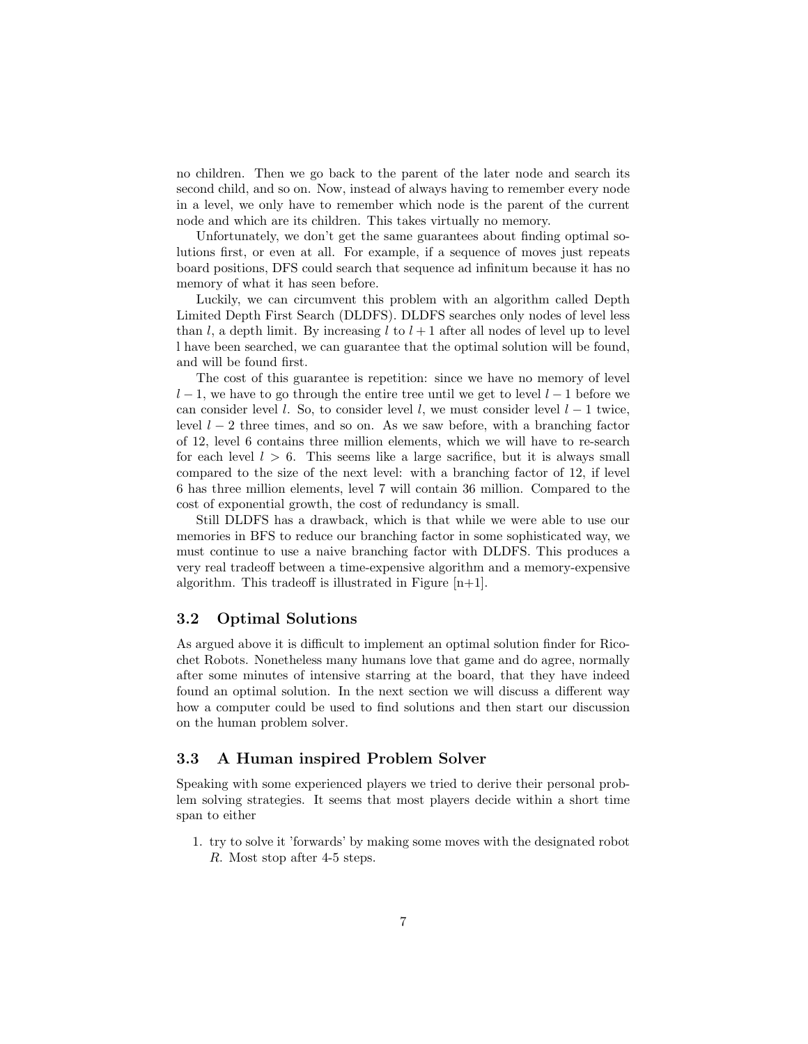no children. Then we go back to the parent of the later node and search its second child, and so on. Now, instead of always having to remember every node in a level, we only have to remember which node is the parent of the current node and which are its children. This takes virtually no memory.

Unfortunately, we don't get the same guarantees about finding optimal solutions first, or even at all. For example, if a sequence of moves just repeats board positions, DFS could search that sequence ad infinitum because it has no memory of what it has seen before.

Luckily, we can circumvent this problem with an algorithm called Depth Limited Depth First Search (DLDFS). DLDFS searches only nodes of level less than $l$, a depth limit. By increasing $l$ to $l+1$ after all nodes of level up to level l have been searched, we can guarantee that the optimal solution will be found, and will be found first.

The cost of this guarantee is repetition: since we have no memory of level $l-1$, we have to go through the entire tree until we get to level $l-1$ before we can consider level $l$. So, to consider level $l$, we must consider level $l-1$ twice, level $l-2$ three times, and so on. As we saw before, with a branching factor of 12, level 6 contains three million elements, which we will have to re-search for each level $l > 6$. This seems like a large sacrifice, but it is always small compared to the size of the next level: with a branching factor of 12, if level 6 has three million elements, level 7 will contain 36 million. Compared to the cost of exponential growth, the cost of redundancy is small.

Still DLDFS has a drawback, which is that while we were able to use our memories in BFS to reduce our branching factor in some sophisticated way, we must continue to use a naive branching factor with DLDFS. This produces a very real tradeoff between a time-expensive algorithm and a memory-expensive algorithm. This tradeoff is illustrated in Figure [n+1].

### 3.2 Optimal Solutions

As argued above it is difficult to implement an optimal solution finder for Ricochet Robots. Nonetheless many humans love that game and do agree, normally after some minutes of intensive starring at the board, that they have indeed found an optimal solution. In the next section we will discuss a different way how a computer could be used to find solutions and then start our discussion on the human problem solver.

### 3.3 A Human inspired Problem Solver

Speaking with some experienced players we tried to derive their personal problem solving strategies. It seems that most players decide within a short time span to either

1. try to solve it 'forwards' by making some moves with the designated robot *R*. Most stop after 4-5 steps.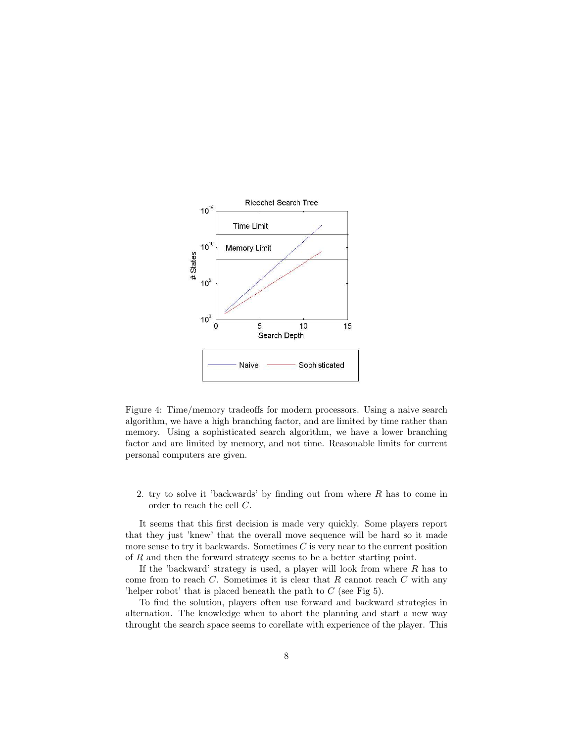Figure 4: Time/memory tradeoffs for modern processors. Using a naive search algorithm, we have a high branching factor, and are limited by time rather than memory. Using a sophisticated search algorithm, we have a lower branching factor and are limited by memory, and not time. Reasonable limits for current personal computers are given.

2. try to solve it 'backwards' by finding out from where $R$ has to come in order to reach the cell $C$.

It seems that this first decision is made very quickly. Some players report that they just 'knew' that the overall move sequence will be hard so it made more sense to try it backwards. Sometimes $C$ is very near to the current position of $R$ and then the forward strategy seems to be a better starting point.

If the 'backward' strategy is used, a player will look from where $R$ has to come from to reach $C$. Sometimes it is clear that $R$ cannot reach $C$ with any 'helper robot' that is placed beneath the path to $C$ (see Fig 5).

To find the solution, players often use forward and backward strategies in alternation. The knowledge when to abort the planning and start a new way throught the search space seems to corellate with experience of the player. This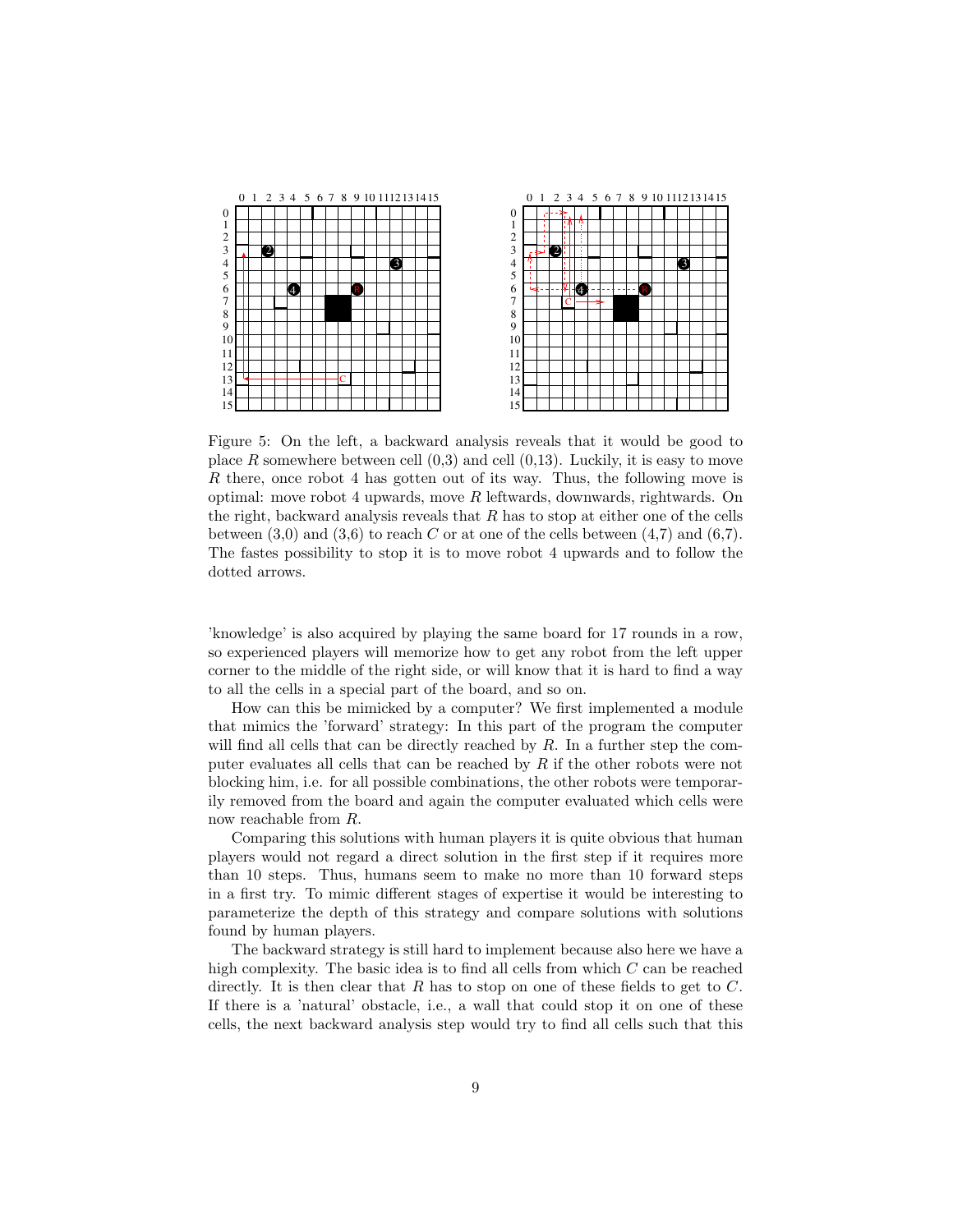Figure 5: On the left, a backward analysis reveals that it would be good to place $R$ somewhere between cell (0,3) and cell (0,13). Luckily, it is easy to move $R$ there, once robot 4 has gotten out of its way. Thus, the following move is optimal: move robot 4 upwards, move $R$ leftwards, downwards, rightwards. On the right, backward analysis reveals that $R$ has to stop at either one of the cells between (3,0) and (3,6) to reach $C$ or at one of the cells between (4,7) and (6,7). The fastes possibility to stop it is to move robot 4 upwards and to follow the dotted arrows.

'knowledge' is also acquired by playing the same board for 17 rounds in a row, so experienced players will memorize how to get any robot from the left upper corner to the middle of the right side, or will know that it is hard to find a way to all the cells in a special part of the board, and so on.

How can this be mimicked by a computer? We first implemented a module that mimics the 'forward' strategy: In this part of the program the computer will find all cells that can be directly reached by $R$. In a further step the computer evaluates all cells that can be reached by $R$ if the other robots were not blocking him, i.e. for all possible combinations, the other robots were temporarily removed from the board and again the computer evaluated which cells were now reachable from $R$.

Comparing this solutions with human players it is quite obvious that human players would not regard a direct solution in the first step if it requires more than 10 steps. Thus, humans seem to make no more than 10 forward steps in a first try. To mimic different stages of expertise it would be interesting to parameterize the depth of this strategy and compare solutions with solutions found by human players.

The backward strategy is still hard to implement because also here we have a high complexity. The basic idea is to find all cells from which $C$ can be reached directly. It is then clear that $R$ has to stop on one of these fields to get to $C$. If there is a 'natural' obstacle, i.e., a wall that could stop it on one of these cells, the next backward analysis step would try to find all cells such that this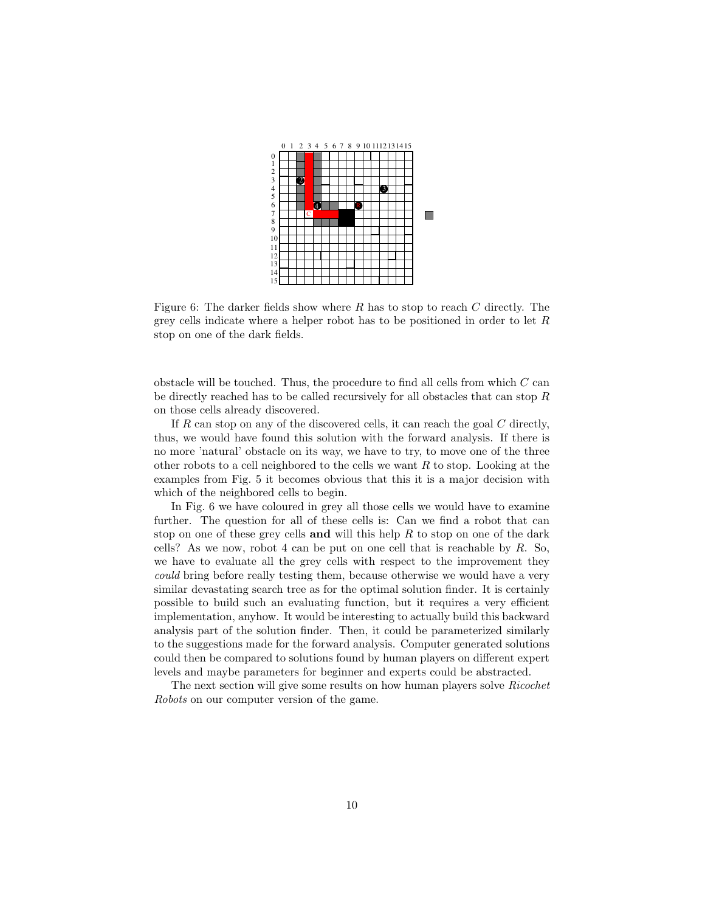Figure 6: The darker fields show where $R$ has to stop to reach $C$ directly. The grey cells indicate where a helper robot has to be positioned in order to let $R$ stop on one of the dark fields.

obstacle will be touched. Thus, the procedure to find all cells from which $C$ can be directly reached has to be called recursively for all obstacles that can stop $R$ on those cells already discovered.

If $R$ can stop on any of the discovered cells, it can reach the goal $C$ directly, thus, we would have found this solution with the forward analysis. If there is no more 'natural' obstacle on its way, we have to try, to move one of the three other robots to a cell neighbored to the cells we want $R$ to stop. Looking at the examples from Fig. 5 it becomes obvious that this it is a major decision with which of the neighbored cells to begin.

In Fig. 6 we have coloured in grey all those cells we would have to examine further. The question for all of these cells is: Can we find a robot that can stop on one of these grey cells **and** will this help $R$ to stop on one of the dark cells? As we now, robot 4 can be put on one cell that is reachable by $R$. So, we have to evaluate all the grey cells with respect to the improvement they *could* bring before really testing them, because otherwise we would have a very similar devastating search tree as for the optimal solution finder. It is certainly possible to build such an evaluating function, but it requires a very efficient implementation, anyhow. It would be interesting to actually build this backward analysis part of the solution finder. Then, it could be parameterized similarly to the suggestions made for the forward analysis. Computer generated solutions could then be compared to solutions found by human players on different expert levels and maybe parameters for beginner and experts could be abstracted.

The next section will give some results on how human players solve *Ricochet Robots* on our computer version of the game.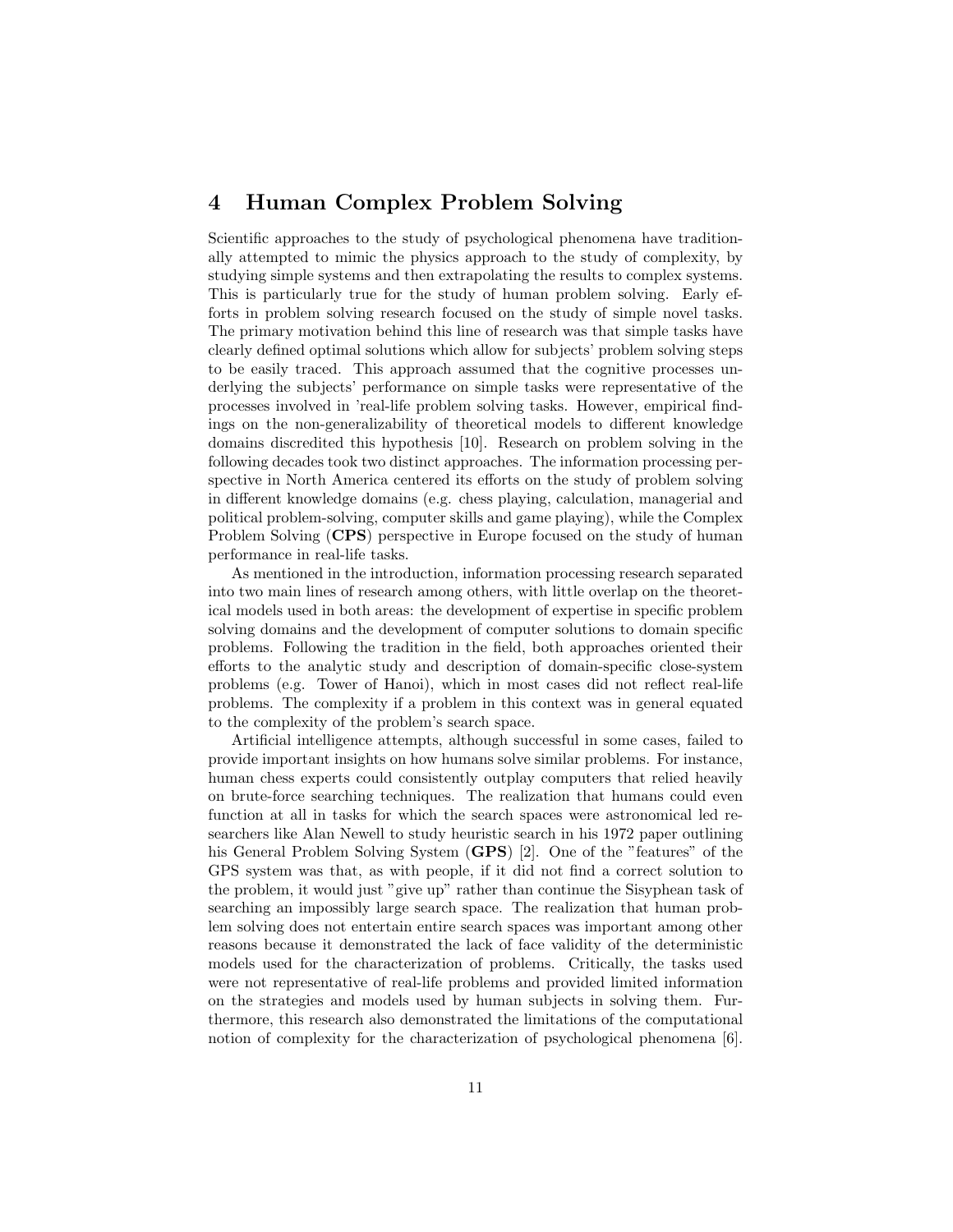## 4 Human Complex Problem Solving

Scientific approaches to the study of psychological phenomena have traditionally attempted to mimic the physics approach to the study of complexity, by studying simple systems and then extrapolating the results to complex systems. This is particularly true for the study of human problem solving. Early efforts in problem solving research focused on the study of simple novel tasks. The primary motivation behind this line of research was that simple tasks have clearly defined optimal solutions which allow for subjects' problem solving steps to be easily traced. This approach assumed that the cognitive processes underlying the subjects' performance on simple tasks were representative of the processes involved in 'real-life problem solving tasks. However, empirical findings on the non-generalizability of theoretical models to different knowledge domains discredited this hypothesis [10]. Research on problem solving in the following decades took two distinct approaches. The information processing perspective in North America centered its efforts on the study of problem solving in different knowledge domains (e.g. chess playing, calculation, managerial and political problem-solving, computer skills and game playing), while the Complex Problem Solving (**CPS**) perspective in Europe focused on the study of human performance in real-life tasks.

As mentioned in the introduction, information processing research separated into two main lines of research among others, with little overlap on the theoretical models used in both areas: the development of expertise in specific problem solving domains and the development of computer solutions to domain specific problems. Following the tradition in the field, both approaches oriented their efforts to the analytic study and description of domain-specific close-system problems (e.g. Tower of Hanoi), which in most cases did not reflect real-life problems. The complexity if a problem in this context was in general equated to the complexity of the problem's search space.

Artificial intelligence attempts, although successful in some cases, failed to provide important insights on how humans solve similar problems. For instance, human chess experts could consistently outplay computers that relied heavily on brute-force searching techniques. The realization that humans could even function at all in tasks for which the search spaces were astronomical led researchers like Alan Newell to study heuristic search in his 1972 paper outlining his General Problem Solving System (**GPS**) [2]. One of the "features" of the GPS system was that, as with people, if it did not find a correct solution to the problem, it would just "give up" rather than continue the Sisyphean task of searching an impossibly large search space. The realization that human problem solving does not entertain entire search spaces was important among other reasons because it demonstrated the lack of face validity of the deterministic models used for the characterization of problems. Critically, the tasks used were not representative of real-life problems and provided limited information on the strategies and models used by human subjects in solving them. Furthermore, this research also demonstrated the limitations of the computational notion of complexity for the characterization of psychological phenomena [6].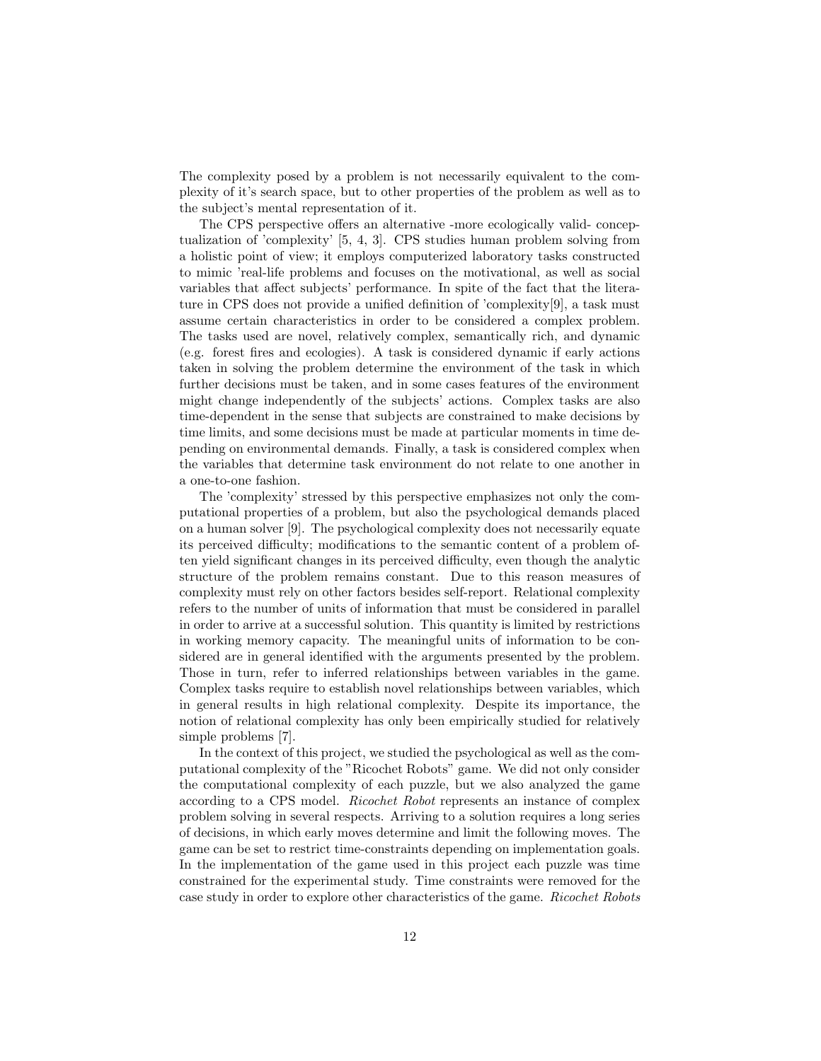The complexity posed by a problem is not necessarily equivalent to the complexity of it's search space, but to other properties of the problem as well as to the subject's mental representation of it.

The CPS perspective offers an alternative -more ecologically valid- conceptualization of 'complexity' [5, 4, 3]. CPS studies human problem solving from a holistic point of view; it employs computerized laboratory tasks constructed to mimic 'real-life problems and focuses on the motivational, as well as social variables that affect subjects' performance. In spite of the fact that the literature in CPS does not provide a unified definition of 'complexity[9], a task must assume certain characteristics in order to be considered a complex problem. The tasks used are novel, relatively complex, semantically rich, and dynamic (e.g. forest fires and ecologies). A task is considered dynamic if early actions taken in solving the problem determine the environment of the task in which further decisions must be taken, and in some cases features of the environment might change independently of the subjects' actions. Complex tasks are also time-dependent in the sense that subjects are constrained to make decisions by time limits, and some decisions must be made at particular moments in time depending on environmental demands. Finally, a task is considered complex when the variables that determine task environment do not relate to one another in a one-to-one fashion.

The 'complexity' stressed by this perspective emphasizes not only the computational properties of a problem, but also the psychological demands placed on a human solver [9]. The psychological complexity does not necessarily equate its perceived difficulty; modifications to the semantic content of a problem often yield significant changes in its perceived difficulty, even though the analytic structure of the problem remains constant. Due to this reason measures of complexity must rely on other factors besides self-report. Relational complexity refers to the number of units of information that must be considered in parallel in order to arrive at a successful solution. This quantity is limited by restrictions in working memory capacity. The meaningful units of information to be considered are in general identified with the arguments presented by the problem. Those in turn, refer to inferred relationships between variables in the game. Complex tasks require to establish novel relationships between variables, which in general results in high relational complexity. Despite its importance, the notion of relational complexity has only been empirically studied for relatively simple problems [7].

In the context of this project, we studied the psychological as well as the computational complexity of the "Ricochet Robots" game. We did not only consider the computational complexity of each puzzle, but we also analyzed the game according to a CPS model. *Ricochet Robot* represents an instance of complex problem solving in several respects. Arriving to a solution requires a long series of decisions, in which early moves determine and limit the following moves. The game can be set to restrict time-constraints depending on implementation goals. In the implementation of the game used in this project each puzzle was time constrained for the experimental study. Time constraints were removed for the case study in order to explore other characteristics of the game. *Ricochet Robots*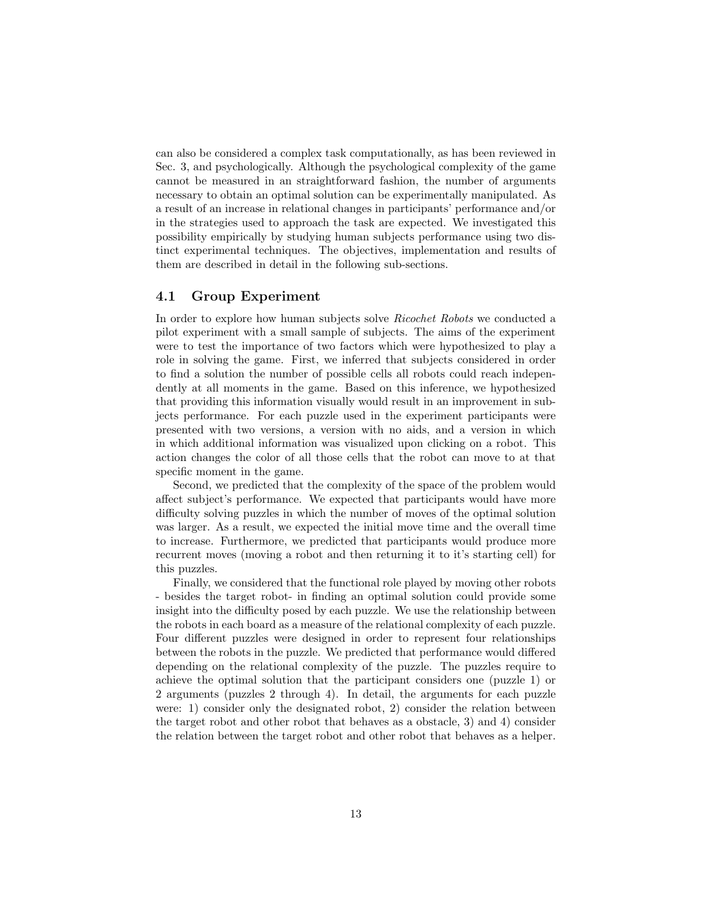can also be considered a complex task computationally, as has been reviewed in Sec. 3, and psychologically. Although the psychological complexity of the game cannot be measured in an straightforward fashion, the number of arguments necessary to obtain an optimal solution can be experimentally manipulated. As a result of an increase in relational changes in participants' performance and/or in the strategies used to approach the task are expected. We investigated this possibility empirically by studying human subjects performance using two distinct experimental techniques. The objectives, implementation and results of them are described in detail in the following sub-sections.

### 4.1 Group Experiment

In order to explore how human subjects solve *Ricochet Robots* we conducted a pilot experiment with a small sample of subjects. The aims of the experiment were to test the importance of two factors which were hypothesized to play a role in solving the game. First, we inferred that subjects considered in order to find a solution the number of possible cells all robots could reach independently at all moments in the game. Based on this inference, we hypothesized that providing this information visually would result in an improvement in subjects performance. For each puzzle used in the experiment participants were presented with two versions, a version with no aids, and a version in which in which additional information was visualized upon clicking on a robot. This action changes the color of all those cells that the robot can move to at that specific moment in the game.

Second, we predicted that the complexity of the space of the problem would affect subject's performance. We expected that participants would have more difficulty solving puzzles in which the number of moves of the optimal solution was larger. As a result, we expected the initial move time and the overall time to increase. Furthermore, we predicted that participants would produce more recurrent moves (moving a robot and then returning it to it's starting cell) for this puzzles.

Finally, we considered that the functional role played by moving other robots - besides the target robot- in finding an optimal solution could provide some insight into the difficulty posed by each puzzle. We use the relationship between the robots in each board as a measure of the relational complexity of each puzzle. Four different puzzles were designed in order to represent four relationships between the robots in the puzzle. We predicted that performance would differed depending on the relational complexity of the puzzle. The puzzles require to achieve the optimal solution that the participant considers one (puzzle 1) or 2 arguments (puzzles 2 through 4). In detail, the arguments for each puzzle were: 1) consider only the designated robot, 2) consider the relation between the target robot and other robot that behaves as a obstacle, 3) and 4) consider the relation between the target robot and other robot that behaves as a helper.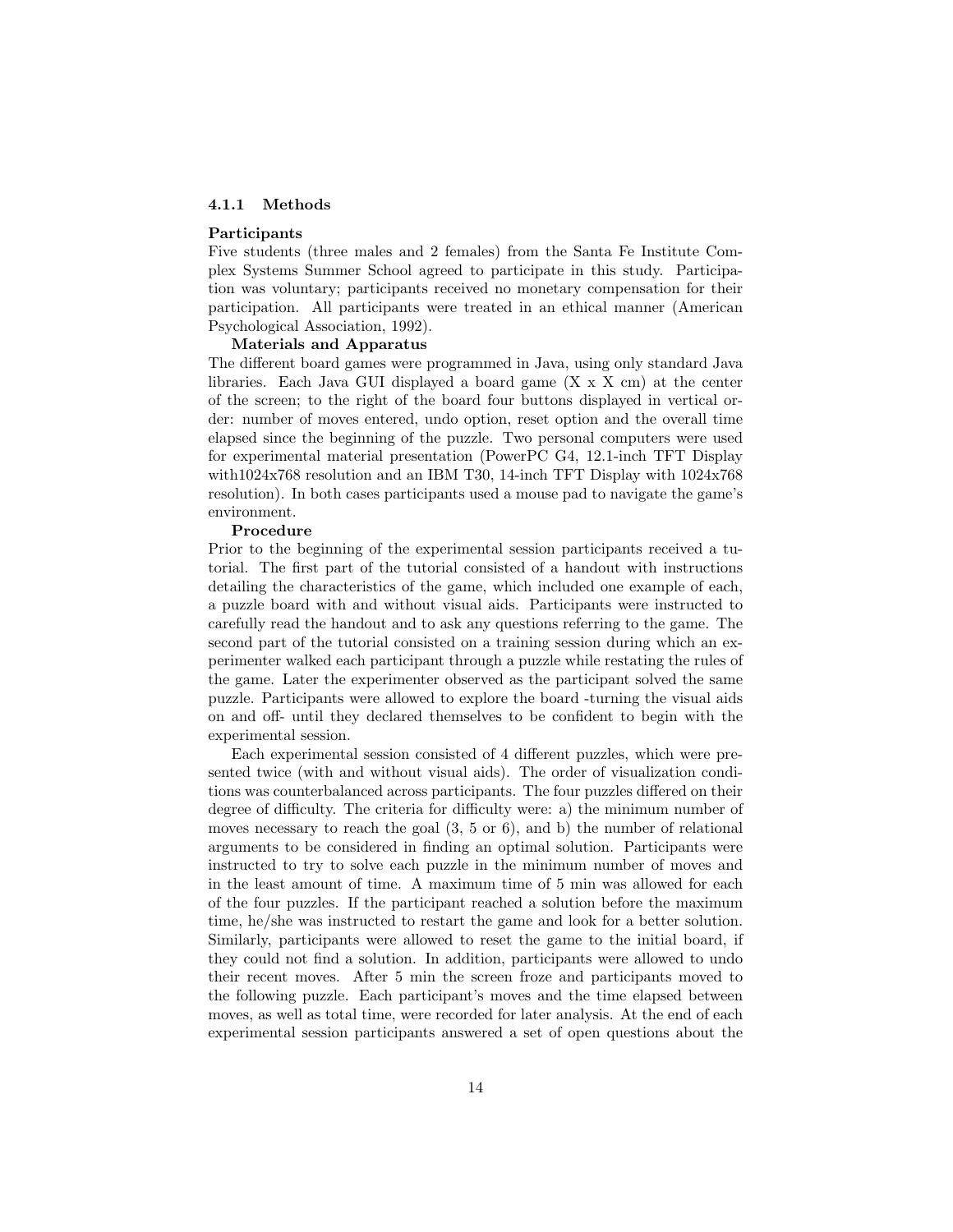#### 4.1.1 Methods

**Participants**

Five students (three males and 2 females) from the Santa Fe Institute Complex Systems Summer School agreed to participate in this study. Participation was voluntary; participants received no monetary compensation for their participation. All participants were treated in an ethical manner (American Psychological Association, 1992).

**Materials and Apparatus**

The different board games were programmed in Java, using only standard Java libraries. Each Java GUI displayed a board game (X x X cm) at the center of the screen; to the right of the board four buttons displayed in vertical order: number of moves entered, undo option, reset option and the overall time elapsed since the beginning of the puzzle. Two personal computers were used for experimental material presentation (PowerPC G4, 12.1-inch TFT Display with1024x768 resolution and an IBM T30, 14-inch TFT Display with 1024x768 resolution). In both cases participants used a mouse pad to navigate the game's environment.

**Procedure**

Prior to the beginning of the experimental session participants received a tutorial. The first part of the tutorial consisted of a handout with instructions detailing the characteristics of the game, which included one example of each, a puzzle board with and without visual aids. Participants were instructed to carefully read the handout and to ask any questions referring to the game. The second part of the tutorial consisted on a training session during which an experimenter walked each participant through a puzzle while restating the rules of the game. Later the experimenter observed as the participant solved the same puzzle. Participants were allowed to explore the board -turning the visual aids on and off- until they declared themselves to be confident to begin with the experimental session.

Each experimental session consisted of 4 different puzzles, which were presented twice (with and without visual aids). The order of visualization conditions was counterbalanced across participants. The four puzzles differed on their degree of difficulty. The criteria for difficulty were: a) the minimum number of moves necessary to reach the goal (3, 5 or 6), and b) the number of relational arguments to be considered in finding an optimal solution. Participants were instructed to try to solve each puzzle in the minimum number of moves and in the least amount of time. A maximum time of 5 min was allowed for each of the four puzzles. If the participant reached a solution before the maximum time, he/she was instructed to restart the game and look for a better solution. Similarly, participants were allowed to reset the game to the initial board, if they could not find a solution. In addition, participants were allowed to undo their recent moves. After 5 min the screen froze and participants moved to the following puzzle. Each participant's moves and the time elapsed between moves, as well as total time, were recorded for later analysis. At the end of each experimental session participants answered a set of open questions about the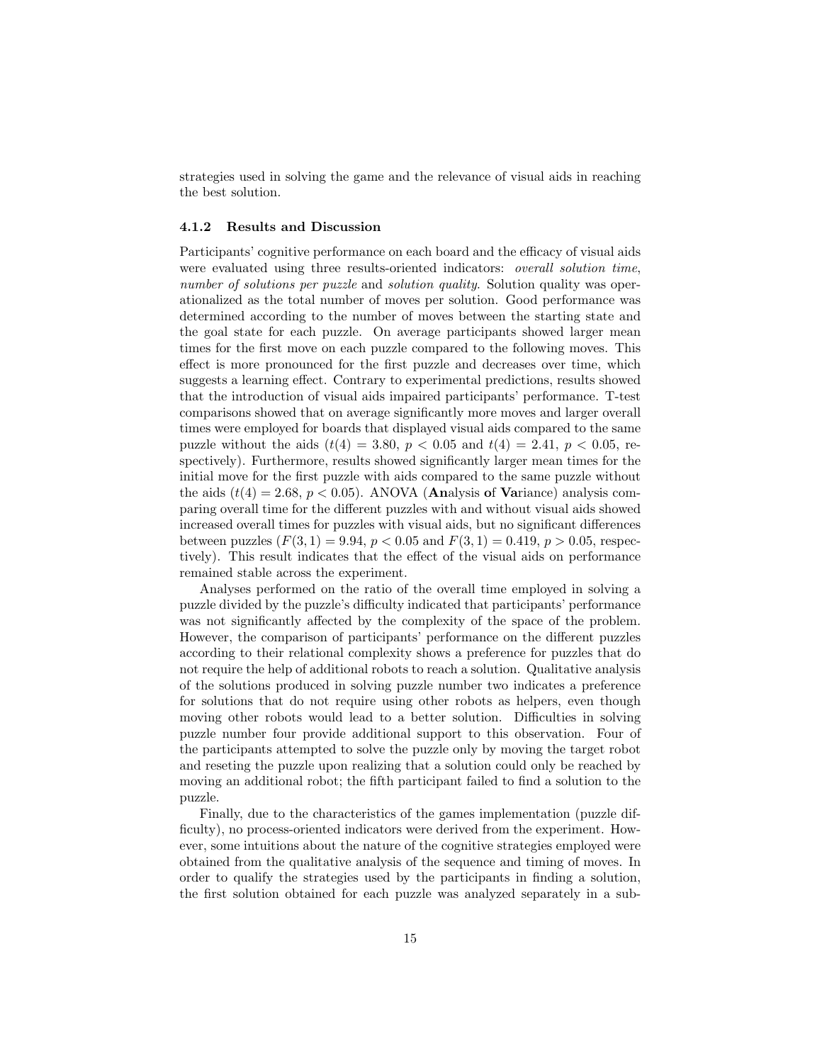strategies used in solving the game and the relevance of visual aids in reaching the best solution.

#### 4.1.2 Results and Discussion

Participants' cognitive performance on each board and the efficacy of visual aids were evaluated using three results-oriented indicators: *overall solution time*, *number of solutions per puzzle* and *solution quality*. Solution quality was operationalized as the total number of moves per solution. Good performance was determined according to the number of moves between the starting state and the goal state for each puzzle. On average participants showed larger mean times for the first move on each puzzle compared to the following moves. This effect is more pronounced for the first puzzle and decreases over time, which suggests a learning effect. Contrary to experimental predictions, results showed that the introduction of visual aids impaired participants' performance. T-test comparisons showed that on average significantly more moves and larger overall times were employed for boards that displayed visual aids compared to the same puzzle without the aids ($t(4) = 3.80$, $p < 0.05$ and $t(4) = 2.41$, $p < 0.05$, respectively). Furthermore, results showed significantly larger mean times for the initial move for the first puzzle with aids compared to the same puzzle without the aids ($t(4) = 2.68$, $p < 0.05$). ANOVA (**An**alysis **o**f **Va**riance) analysis comparing overall time for the different puzzles with and without visual aids showed increased overall times for puzzles with visual aids, but no significant differences between puzzles ($F(3, 1) = 9.94$, $p < 0.05$ and $F(3, 1) = 0.419$, $p > 0.05$, respectively). This result indicates that the effect of the visual aids on performance remained stable across the experiment.

Analyses performed on the ratio of the overall time employed in solving a puzzle divided by the puzzle's difficulty indicated that participants' performance was not significantly affected by the complexity of the space of the problem. However, the comparison of participants' performance on the different puzzles according to their relational complexity shows a preference for puzzles that do not require the help of additional robots to reach a solution. Qualitative analysis of the solutions produced in solving puzzle number two indicates a preference for solutions that do not require using other robots as helpers, even though moving other robots would lead to a better solution. Difficulties in solving puzzle number four provide additional support to this observation. Four of the participants attempted to solve the puzzle only by moving the target robot and reseting the puzzle upon realizing that a solution could only be reached by moving an additional robot; the fifth participant failed to find a solution to the puzzle.

Finally, due to the characteristics of the games implementation (puzzle difficulty), no process-oriented indicators were derived from the experiment. However, some intuitions about the nature of the cognitive strategies employed were obtained from the qualitative analysis of the sequence and timing of moves. In order to qualify the strategies used by the participants in finding a solution, the first solution obtained for each puzzle was analyzed separately in a sub-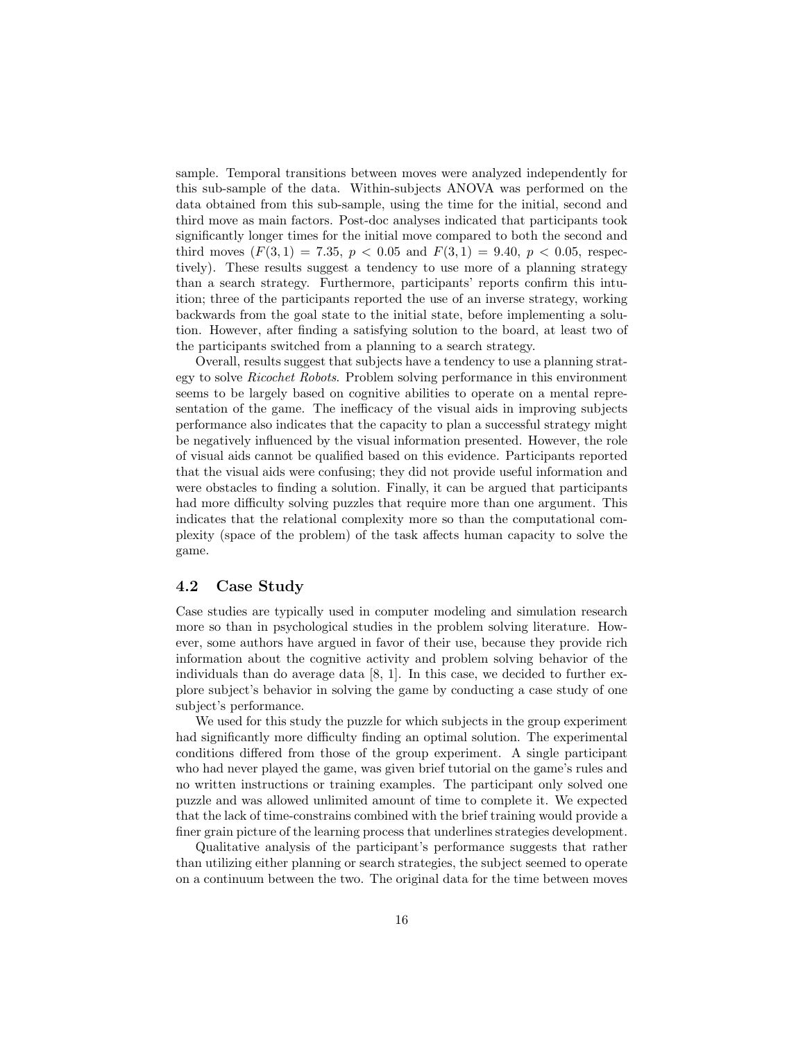sample. Temporal transitions between moves were analyzed independently for this sub-sample of the data. Within-subjects ANOVA was performed on the data obtained from this sub-sample, using the time for the initial, second and third move as main factors. Post-doc analyses indicated that participants took significantly longer times for the initial move compared to both the second and third moves ($F(3, 1) = 7.35$, $p < 0.05$ and $F(3, 1) = 9.40$, $p < 0.05$, respectively). These results suggest a tendency to use more of a planning strategy than a search strategy. Furthermore, participants' reports confirm this intuition; three of the participants reported the use of an inverse strategy, working backwards from the goal state to the initial state, before implementing a solution. However, after finding a satisfying solution to the board, at least two of the participants switched from a planning to a search strategy.

Overall, results suggest that subjects have a tendency to use a planning strategy to solve *Ricochet Robots*. Problem solving performance in this environment seems to be largely based on cognitive abilities to operate on a mental representation of the game. The inefficacy of the visual aids in improving subjects performance also indicates that the capacity to plan a successful strategy might be negatively influenced by the visual information presented. However, the role of visual aids cannot be qualified based on this evidence. Participants reported that the visual aids were confusing; they did not provide useful information and were obstacles to finding a solution. Finally, it can be argued that participants had more difficulty solving puzzles that require more than one argument. This indicates that the relational complexity more so than the computational complexity (space of the problem) of the task affects human capacity to solve the game.

## 4.2 Case Study

Case studies are typically used in computer modeling and simulation research more so than in psychological studies in the problem solving literature. However, some authors have argued in favor of their use, because they provide rich information about the cognitive activity and problem solving behavior of the individuals than do average data [8, 1]. In this case, we decided to further explore subject's behavior in solving the game by conducting a case study of one subject's performance.

We used for this study the puzzle for which subjects in the group experiment had significantly more difficulty finding an optimal solution. The experimental conditions differed from those of the group experiment. A single participant who had never played the game, was given brief tutorial on the game's rules and no written instructions or training examples. The participant only solved one puzzle and was allowed unlimited amount of time to complete it. We expected that the lack of time-constrains combined with the brief training would provide a finer grain picture of the learning process that underlines strategies development.

Qualitative analysis of the participant's performance suggests that rather than utilizing either planning or search strategies, the subject seemed to operate on a continuum between the two. The original data for the time between moves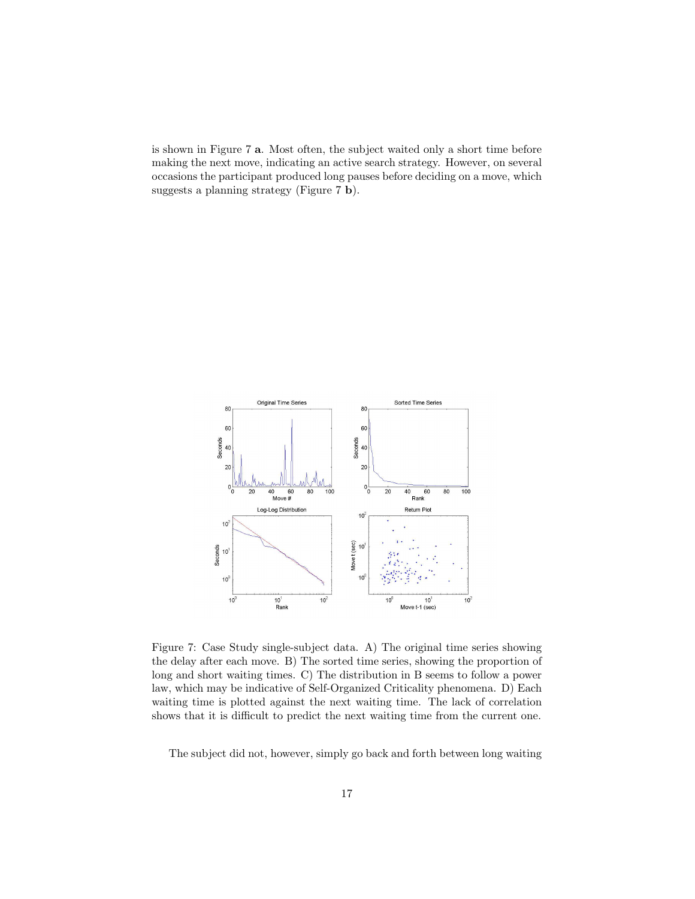is shown in Figure 7 **a**. Most often, the subject waited only a short time before making the next move, indicating an active search strategy. However, on several occasions the participant produced long pauses before deciding on a move, which suggests a planning strategy (Figure 7 **b**).

Figure 7: Case Study single-subject data. A) The original time series showing the delay after each move. B) The sorted time series, showing the proportion of long and short waiting times. C) The distribution in B seems to follow a power law, which may be indicative of Self-Organized Criticality phenomena. D) Each waiting time is plotted against the next waiting time. The lack of correlation shows that it is difficult to predict the next waiting time from the current one.

The subject did not, however, simply go back and forth between long waiting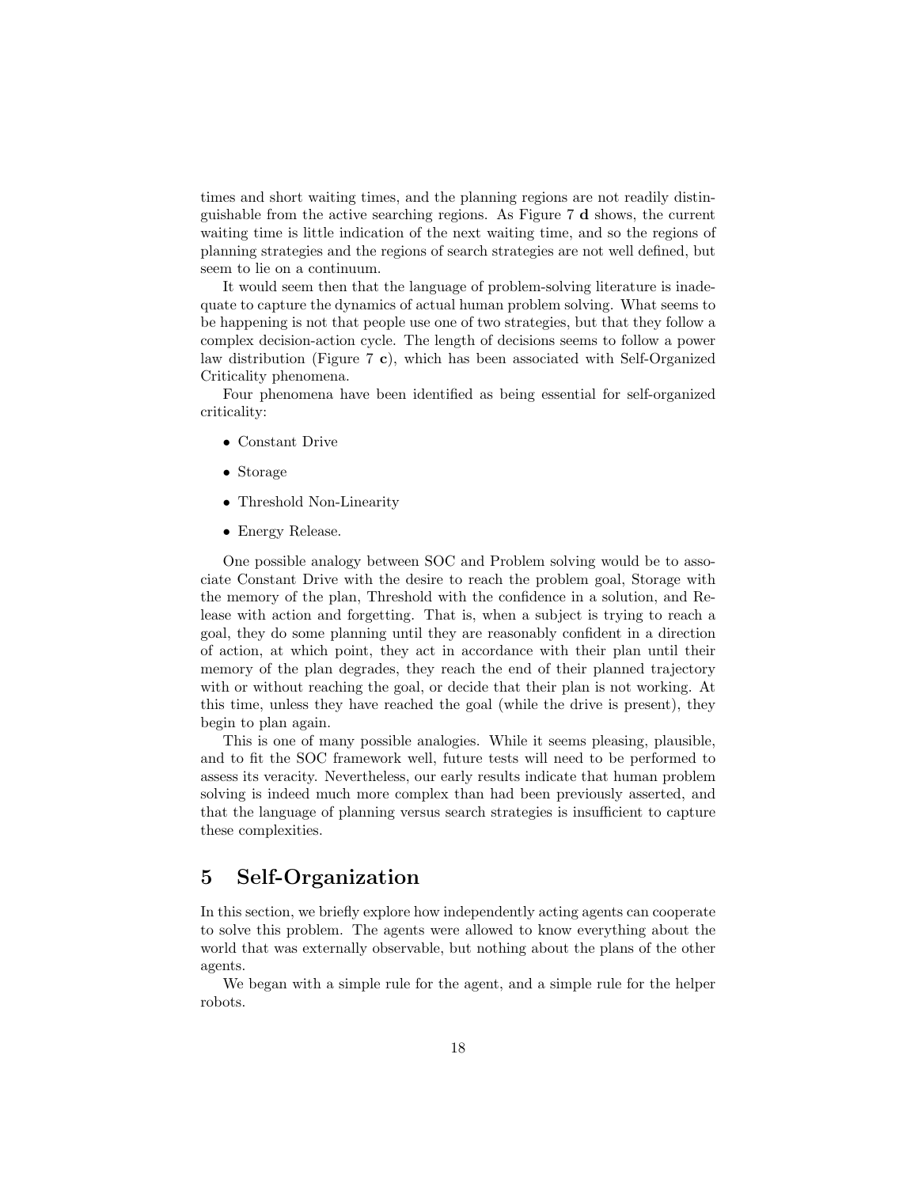times and short waiting times, and the planning regions are not readily distinguishable from the active searching regions. As Figure 7 **d** shows, the current waiting time is little indication of the next waiting time, and so the regions of planning strategies and the regions of search strategies are not well defined, but seem to lie on a continuum.

It would seem then that the language of problem-solving literature is inadequate to capture the dynamics of actual human problem solving. What seems to be happening is not that people use one of two strategies, but that they follow a complex decision-action cycle. The length of decisions seems to follow a power law distribution (Figure 7 **c**), which has been associated with Self-Organized Criticality phenomena.

Four phenomena have been identified as being essential for self-organized criticality:

- Constant Drive
- Storage
- Threshold Non-Linearity
- Energy Release.

One possible analogy between SOC and Problem solving would be to associate Constant Drive with the desire to reach the problem goal, Storage with the memory of the plan, Threshold with the confidence in a solution, and Release with action and forgetting. That is, when a subject is trying to reach a goal, they do some planning until they are reasonably confident in a direction of action, at which point, they act in accordance with their plan until their memory of the plan degrades, they reach the end of their planned trajectory with or without reaching the goal, or decide that their plan is not working. At this time, unless they have reached the goal (while the drive is present), they begin to plan again.

This is one of many possible analogies. While it seems pleasing, plausible, and to fit the SOC framework well, future tests will need to be performed to assess its veracity. Nevertheless, our early results indicate that human problem solving is indeed much more complex than had been previously asserted, and that the language of planning versus search strategies is insufficient to capture these complexities.

## 5 Self-Organization

In this section, we briefly explore how independently acting agents can cooperate to solve this problem. The agents were allowed to know everything about the world that was externally observable, but nothing about the plans of the other agents.

We began with a simple rule for the agent, and a simple rule for the helper robots.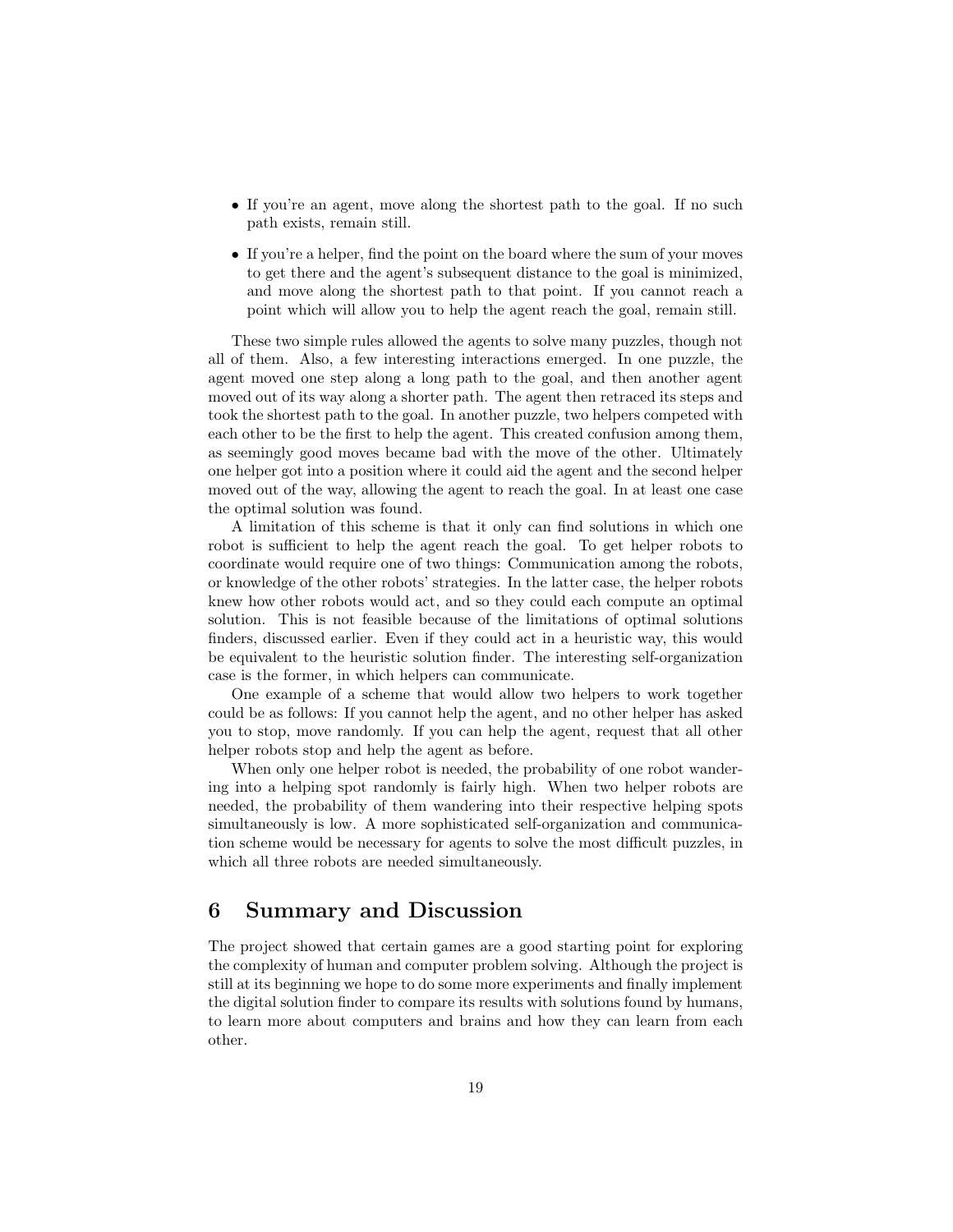- If you're an agent, move along the shortest path to the goal. If no such path exists, remain still.
- If you're a helper, find the point on the board where the sum of your moves to get there and the agent's subsequent distance to the goal is minimized, and move along the shortest path to that point. If you cannot reach a point which will allow you to help the agent reach the goal, remain still.

These two simple rules allowed the agents to solve many puzzles, though not all of them. Also, a few interesting interactions emerged. In one puzzle, the agent moved one step along a long path to the goal, and then another agent moved out of its way along a shorter path. The agent then retraced its steps and took the shortest path to the goal. In another puzzle, two helpers competed with each other to be the first to help the agent. This created confusion among them, as seemingly good moves became bad with the move of the other. Ultimately one helper got into a position where it could aid the agent and the second helper moved out of the way, allowing the agent to reach the goal. In at least one case the optimal solution was found.

A limitation of this scheme is that it only can find solutions in which one robot is sufficient to help the agent reach the goal. To get helper robots to coordinate would require one of two things: Communication among the robots, or knowledge of the other robots' strategies. In the latter case, the helper robots knew how other robots would act, and so they could each compute an optimal solution. This is not feasible because of the limitations of optimal solutions finders, discussed earlier. Even if they could act in a heuristic way, this would be equivalent to the heuristic solution finder. The interesting self-organization case is the former, in which helpers can communicate.

One example of a scheme that would allow two helpers to work together could be as follows: If you cannot help the agent, and no other helper has asked you to stop, move randomly. If you can help the agent, request that all other helper robots stop and help the agent as before.

When only one helper robot is needed, the probability of one robot wandering into a helping spot randomly is fairly high. When two helper robots are needed, the probability of them wandering into their respective helping spots simultaneously is low. A more sophisticated self-organization and communication scheme would be necessary for agents to solve the most difficult puzzles, in which all three robots are needed simultaneously.

# 6 Summary and Discussion

The project showed that certain games are a good starting point for exploring the complexity of human and computer problem solving. Although the project is still at its beginning we hope to do some more experiments and finally implement the digital solution finder to compare its results with solutions found by humans, to learn more about computers and brains and how they can learn from each other.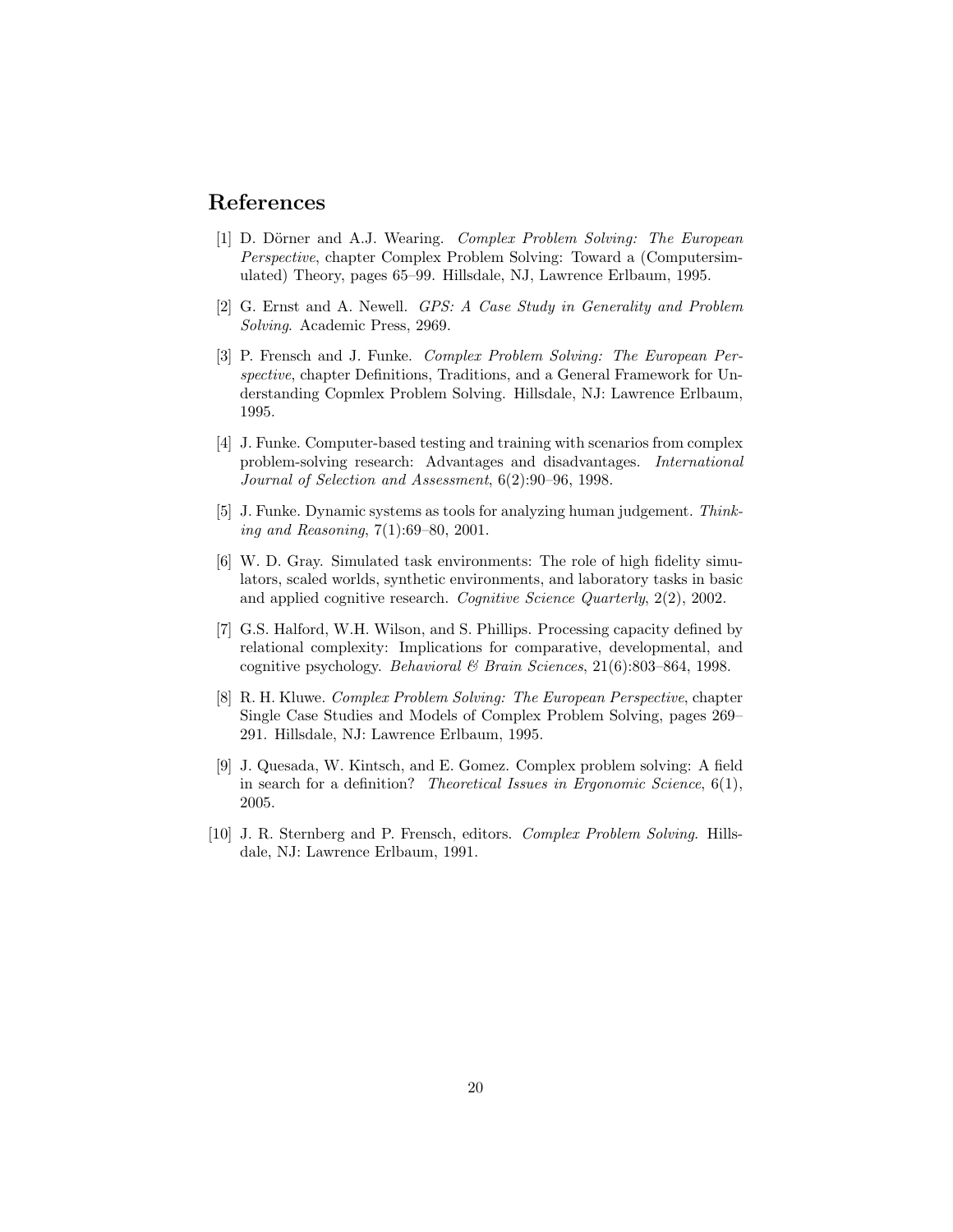## References

[1] D. Dörner and A.J. Wearing. *Complex Problem Solving: The European Perspective*, chapter Complex Problem Solving: Toward a (Computersimulated) Theory, pages 65–99. Hillsdale, NJ, Lawrence Erlbaum, 1995.

[2] G. Ernst and A. Newell. *GPS: A Case Study in Generality and Problem Solving*. Academic Press, 2969.

[3] P. Frensch and J. Funke. *Complex Problem Solving: The European Perspective*, chapter Definitions, Traditions, and a General Framework for Understanding Copmlex Problem Solving. Hillsdale, NJ: Lawrence Erlbaum, 1995.

[4] J. Funke. Computer-based testing and training with scenarios from complex problem-solving research: Advantages and disadvantages. *International Journal of Selection and Assessment*, 6(2):90–96, 1998.

[5] J. Funke. Dynamic systems as tools for analyzing human judgement. *Thinking and Reasoning*, 7(1):69–80, 2001.

[6] W. D. Gray. Simulated task environments: The role of high fidelity simulators, scaled worlds, synthetic environments, and laboratory tasks in basic and applied cognitive research. *Cognitive Science Quarterly*, 2(2), 2002.

[7] G.S. Halford, W.H. Wilson, and S. Phillips. Processing capacity defined by relational complexity: Implications for comparative, developmental, and cognitive psychology. *Behavioral & Brain Sciences*, 21(6):803–864, 1998.

[8] R. H. Kluwe. *Complex Problem Solving: The European Perspective*, chapter Single Case Studies and Models of Complex Problem Solving, pages 269–291. Hillsdale, NJ: Lawrence Erlbaum, 1995.

[9] J. Quesada, W. Kintsch, and E. Gomez. Complex problem solving: A field in search for a definition? *Theoretical Issues in Ergonomic Science*, 6(1), 2005.

[10] J. R. Sternberg and P. Frensch, editors. *Complex Problem Solving*. Hillsdale, NJ: Lawrence Erlbaum, 1991.